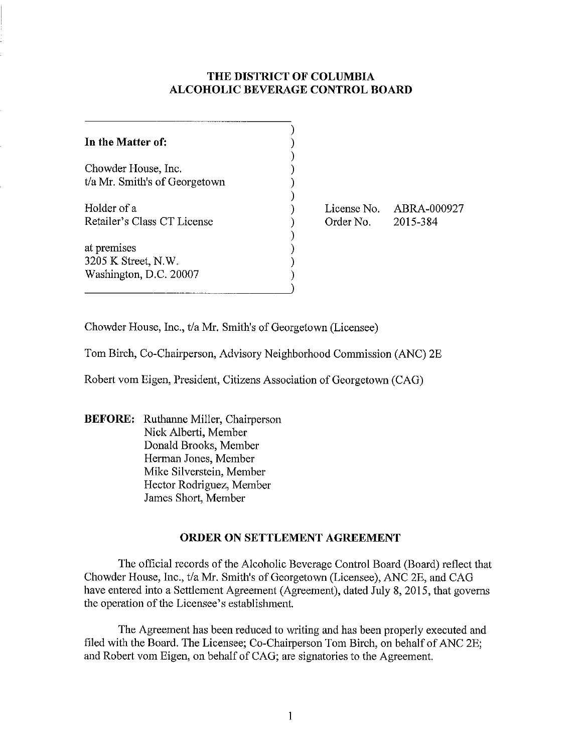# THE DISTRICT OF COLUMBIA ALCOHOLIC BEVERAGE CONTROL BOARD

**In the Matter of:**

Chowder House, Inc.
t/a Mr. Smith's of Georgetown

Holder of a
Retailer's Class CT License

at premises
3205 K Street, N.W.
Washington, D.C. 20007

License No. ABRA-000927
Order No. 2015-384

Chowder House, Inc., t/a Mr. Smith's of Georgetown (Licensee)

Tom Birch, Co-Chairperson, Advisory Neighborhood Commission (ANC) 2E

Robert vom Eigen, President, Citizens Association of Georgetown (CAG)

**BEFORE:** Ruthanne Miller, Chairperson
Nick Alberti, Member
Donald Brooks, Member
Herman Jones, Member
Mike Silverstein, Member
Hector Rodriguez, Member
James Short, Member

## ORDER ON SETTLEMENT AGREEMENT

The official records of the Alcoholic Beverage Control Board (Board) reflect that Chowder House, Inc., t/a Mr. Smith's of Georgetown (Licensee), ANC 2E, and CAG have entered into a Settlement Agreement (Agreement), dated July 8, 2015, that governs the operation of the Licensee's establishment.

The Agreement has been reduced to writing and has been properly executed and filed with the Board. The Licensee; Co-Chairperson Tom Birch, on behalf of ANC 2E; and Robert vom Eigen, on behalf of CAG; are signatories to the Agreement.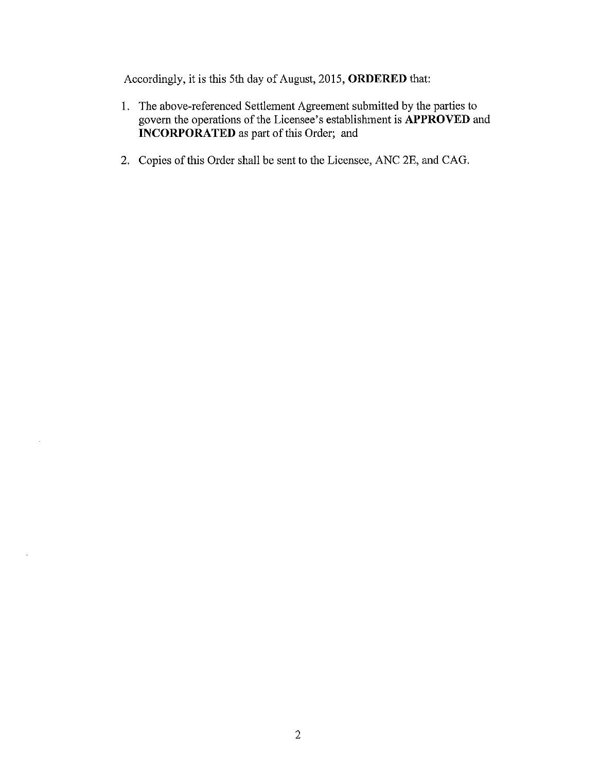Accordingly, it is this 5th day of August, 2015, **ORDERED** that:

1. The above-referenced Settlement Agreement submitted by the parties to govern the operations of the Licensee's establishment is **APPROVED** and **INCORPORATED** as part of this Order; and

2. Copies of this Order shall be sent to the Licensee, ANC 2E, and CAG.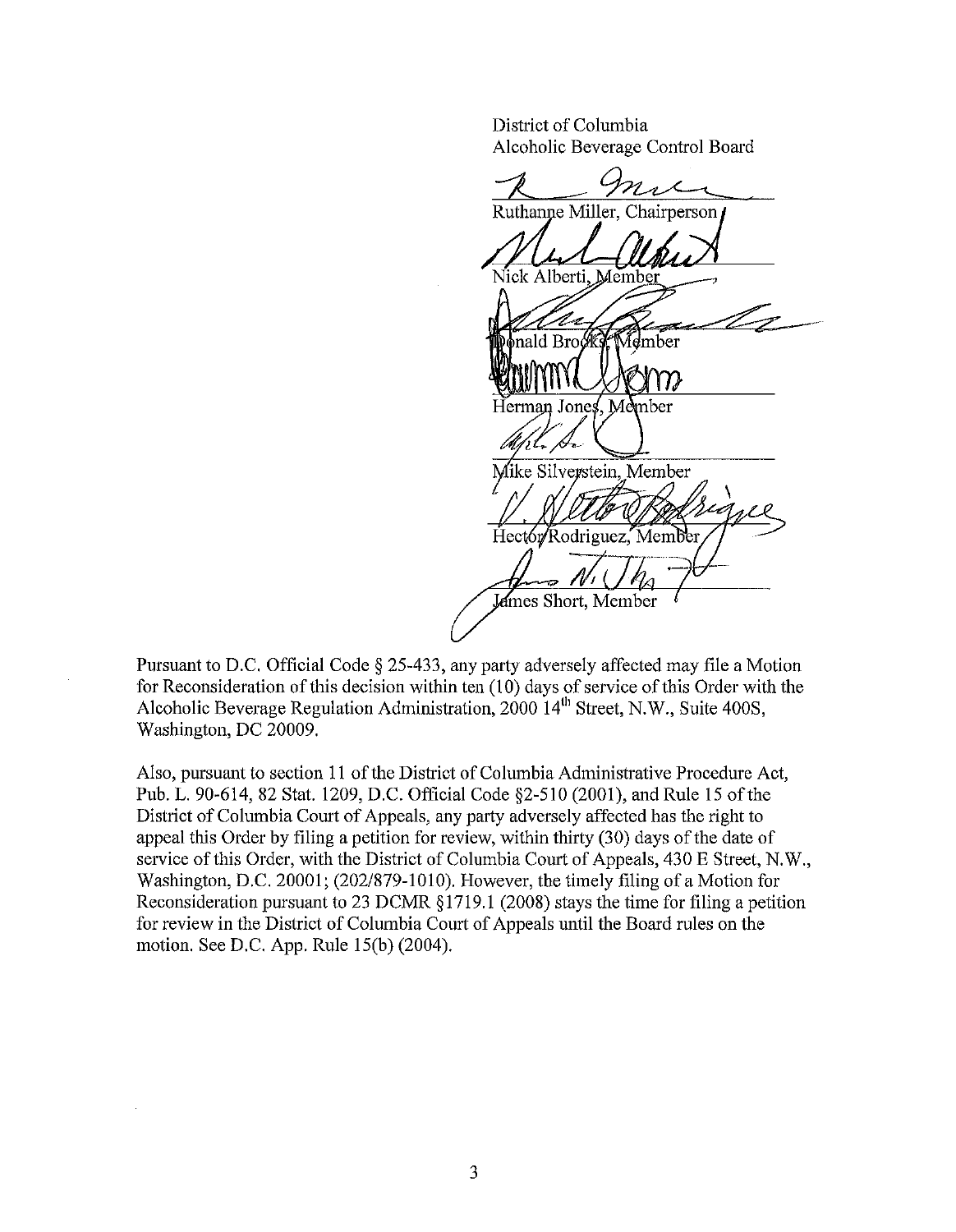District of Columbia
Alcoholic Beverage Control Board

Ruthanne Miller, Chairperson

Nick Alberti, Member

Donald Brooks, Member

Herman Jones, Member

Mike Silverstein, Member

Hector Rodriguez, Member

James Short, Member

Pursuant to D.C. Official Code § 25-433, any party adversely affected may file a Motion for Reconsideration of this decision within ten (10) days of service of this Order with the Alcoholic Beverage Regulation Administration, 2000 14th Street, N.W., Suite 400S, Washington, DC 20009.

Also, pursuant to section 11 of the District of Columbia Administrative Procedure Act, Pub. L. 90-614, 82 Stat. 1209, D.C. Official Code §2-510 (2001), and Rule 15 of the District of Columbia Court of Appeals, any party adversely affected has the right to appeal this Order by filing a petition for review, within thirty (30) days of the date of service of this Order, with the District of Columbia Court of Appeals, 430 E Street, N.W., Washington, D.C. 20001; (202/879-1010). However, the timely filing of a Motion for Reconsideration pursuant to 23 DCMR §1719.1 (2008) stays the time for filing a petition for review in the District of Columbia Court of Appeals until the Board rules on the motion. See D.C. App. Rule 15(b) (2004).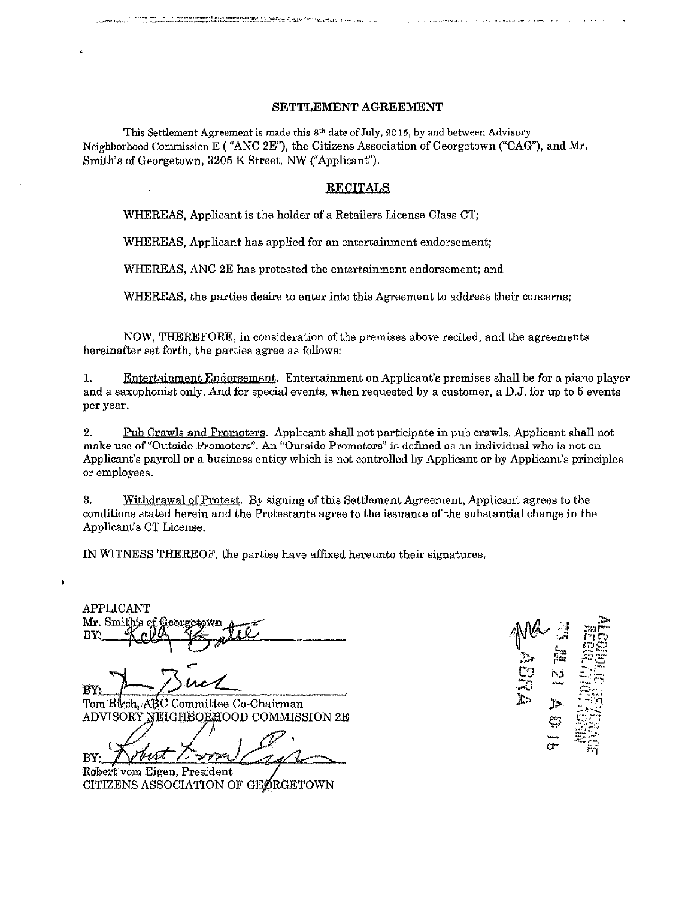## SETTLEMENT AGREEMENT

This Settlement Agreement is made this 8th date of July, 2015, by and between Advisory Neighborhood Commission E ( "ANC 2E"), the Citizens Association of Georgetown ("CAG"), and Mr. Smith's of Georgetown, 3205 K Street, NW ("Applicant").

### RECITALS

WHEREAS, Applicant is the holder of a Retailers License Class CT;

WHEREAS, Applicant has applied for an entertainment endorsement;

WHEREAS, ANC 2E has protested the entertainment endorsement; and

WHEREAS, the parties desire to enter into this Agreement to address their concerns;

NOW, THEREFORE, in consideration of the premises above recited, and the agreements hereinafter set forth, the parties agree as follows:

1. Entertainment Endorsement. Entertainment on Applicant's premises shall be for a piano player and a saxophonist only. And for special events, when requested by a customer, a D.J. for up to 5 events per year.

2. Pub Crawls and Promoters. Applicant shall not participate in pub crawls. Applicant shall not make use of "Outside Promoters". An "Outside Promoters" is defined as an individual who is not on Applicant's payroll or a business entity which is not controlled by Applicant or by Applicant's principles or employees.

3. Withdrawal of Protest. By signing of this Settlement Agreement, Applicant agrees to the conditions stated herein and the Protestants agree to the issuance of the substantial change in the Applicant's CT License.

IN WITNESS THEREOF, the parties have affixed hereunto their signatures.

APPLICANT
Mr. Smith's of Georgetown
BY: ____________________

BY: ____________________
Tom Birch, ABC Committee Co-Chairman
ADVISORY NEIGHBORHOOD COMMISSION 2E

BY: ____________________
Robert vom Eigen, President
CITIZENS ASSOCIATION OF GEORGETOWN

ALCOHOLIC BEVERAGE REGULATION ADMIN
2015 JUL 21 A 10:16
ABRA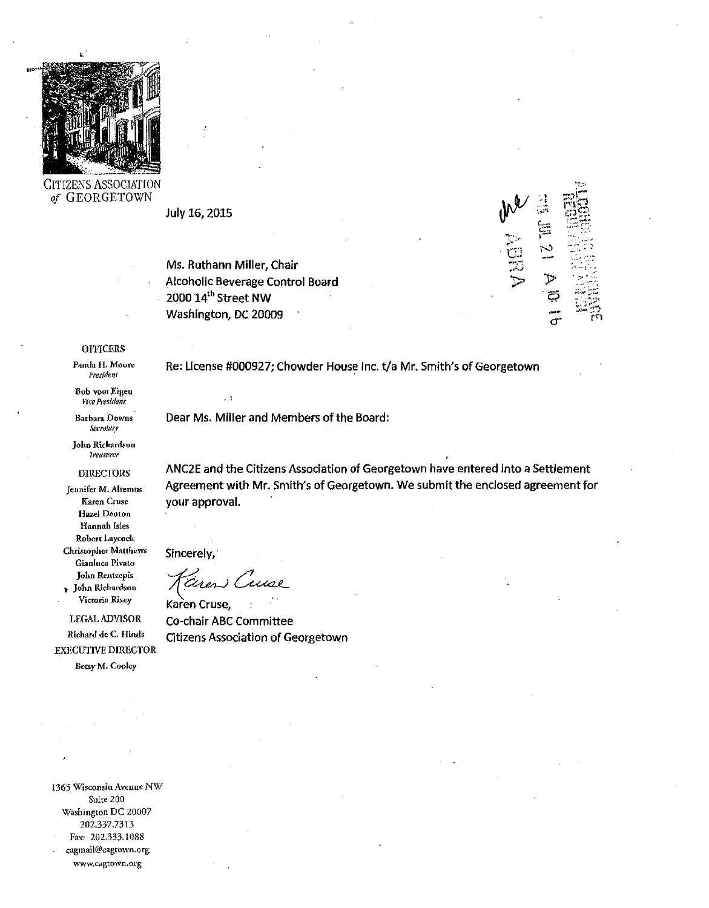CITIZENS ASSOCIATION
*of* GEORGETOWN

July 16, 2015

che

2015 JUL 21 A 10: 16

ABRA

ALCOHOLIC BEVERAGE
REGULATION ADMIN

Ms. Ruthann Miller, Chair
Alcoholic Beverage Control Board
2000 14th Street NW
Washington, DC 20009

**OFFICERS**

Pamla H. Moore
*President*

Bob vom Eigen
*Vice President*

Barbara Downs
*Secretary*

John Richardson
*Treasurer*

**DIRECTORS**

Jennifer M. Altemus
Karen Cruse
Hazel Denton
Hannah Isles
Robert Laycock
Christopher Matthews
Gianluca Pivato
John Rentzepis
John Richardson
Victoria Rixey

**LEGAL ADVISOR**

Richard de C. Hinds

**EXECUTIVE DIRECTOR**

Betsy M. Cooley

Re: License #000927; Chowder House Inc. t/a Mr. Smith's of Georgetown

Dear Ms. Miller and Members of the Board:

ANC2E and the Citizens Association of Georgetown have entered into a Settlement Agreement with Mr. Smith's of Georgetown. We submit the enclosed agreement for your approval.

Sincerely,

Karen Cruse

Karen Cruse,
Co-chair ABC Committee
Citizens Association of Georgetown

1365 Wisconsin Avenue NW
Suite 200
Washington DC 20007
202.337.7313
Fax: 202.333.1088
cagmail@cagtown.org
www.cagtown.org